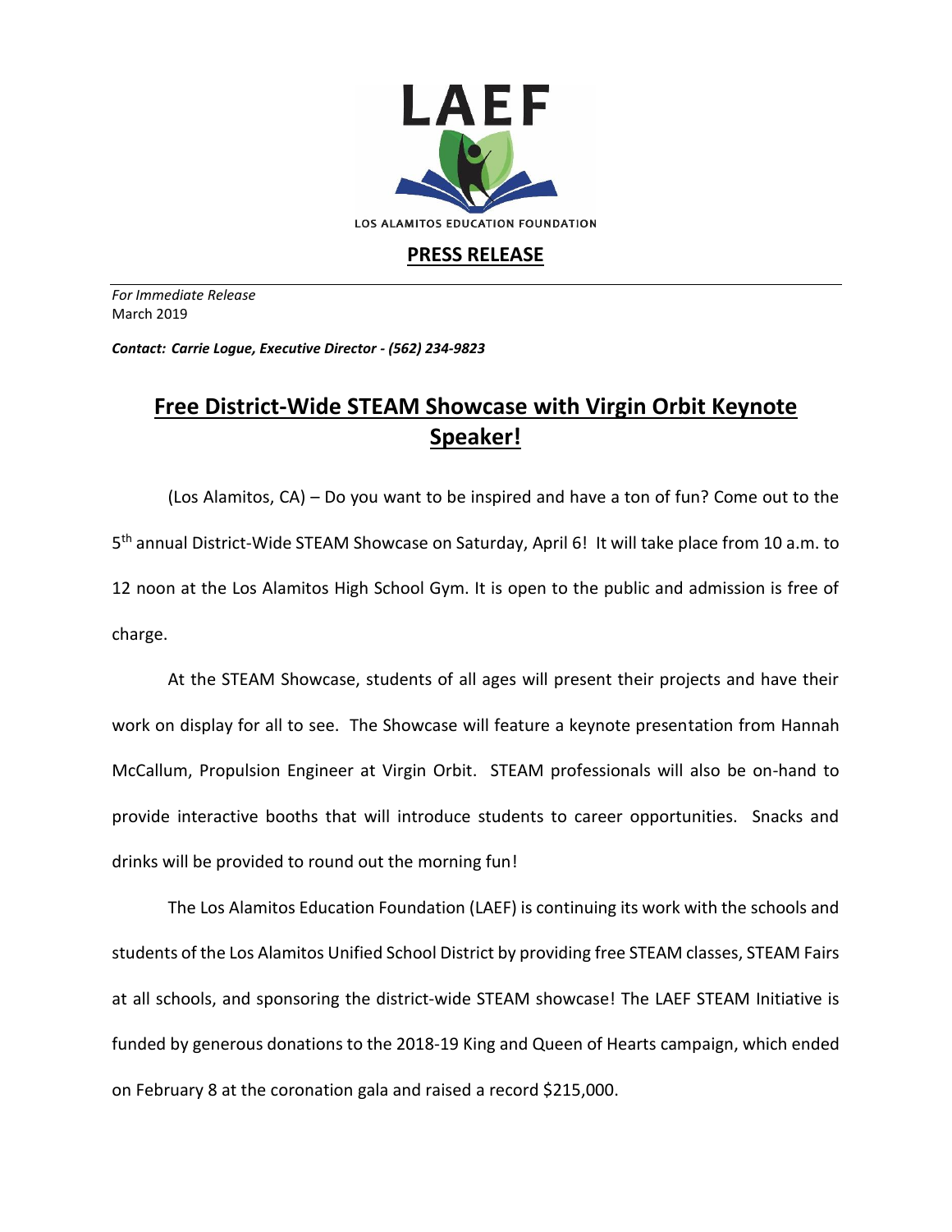LAEF

LOS ALAMITOS EDUCATION FOUNDATION

**PRESS RELEASE**

*For Immediate Release*
March 2019

***Contact: Carrie Logue, Executive Director - (562) 234-9823***

# Free District-Wide STEAM Showcase with Virgin Orbit Keynote Speaker!

(Los Alamitos, CA) – Do you want to be inspired and have a ton of fun? Come out to the 5th annual District-Wide STEAM Showcase on Saturday, April 6! It will take place from 10 a.m. to 12 noon at the Los Alamitos High School Gym. It is open to the public and admission is free of charge.

At the STEAM Showcase, students of all ages will present their projects and have their work on display for all to see. The Showcase will feature a keynote presentation from Hannah McCallum, Propulsion Engineer at Virgin Orbit. STEAM professionals will also be on-hand to provide interactive booths that will introduce students to career opportunities. Snacks and drinks will be provided to round out the morning fun!

The Los Alamitos Education Foundation (LAEF) is continuing its work with the schools and students of the Los Alamitos Unified School District by providing free STEAM classes, STEAM Fairs at all schools, and sponsoring the district-wide STEAM showcase! The LAEF STEAM Initiative is funded by generous donations to the 2018-19 King and Queen of Hearts campaign, which ended on February 8 at the coronation gala and raised a record $215,000.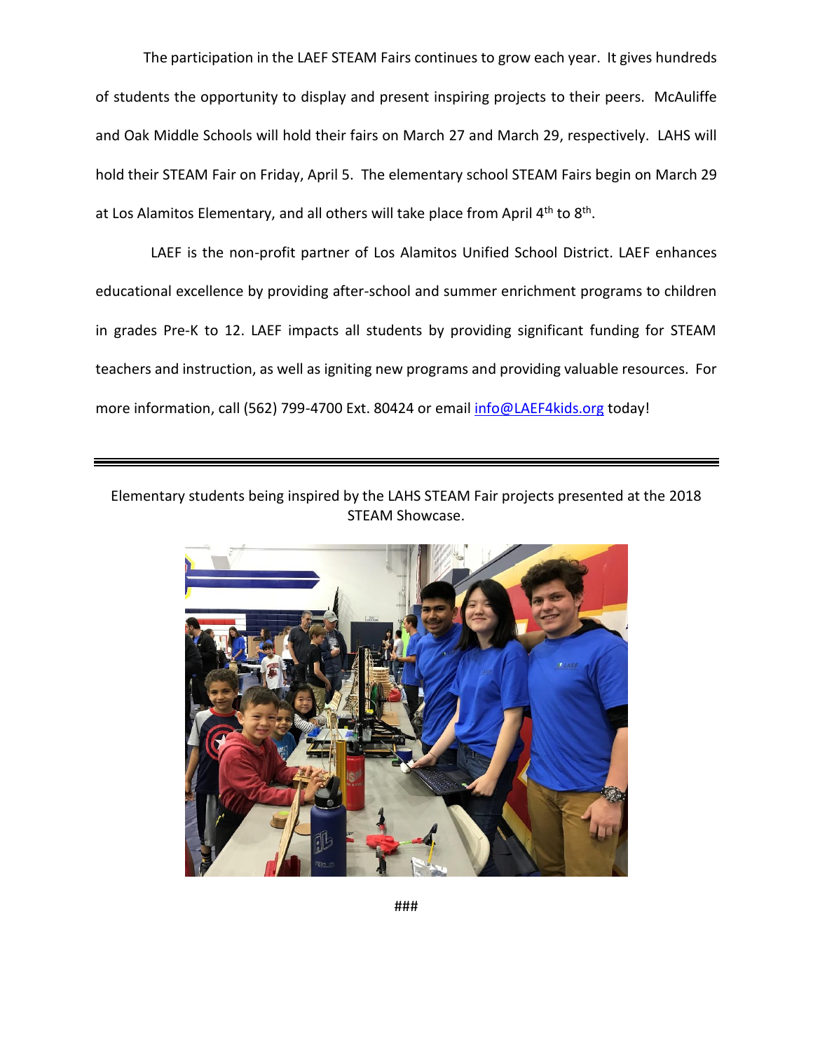The participation in the LAEF STEAM Fairs continues to grow each year. It gives hundreds of students the opportunity to display and present inspiring projects to their peers. McAuliffe and Oak Middle Schools will hold their fairs on March 27 and March 29, respectively. LAHS will hold their STEAM Fair on Friday, April 5. The elementary school STEAM Fairs begin on March 29 at Los Alamitos Elementary, and all others will take place from April 4th to 8th.

LAEF is the non-profit partner of Los Alamitos Unified School District. LAEF enhances educational excellence by providing after-school and summer enrichment programs to children in grades Pre-K to 12. LAEF impacts all students by providing significant funding for STEAM teachers and instruction, as well as igniting new programs and providing valuable resources. For more information, call (562) 799-4700 Ext. 80424 or email info@LAEF4kids.org today!

---

Elementary students being inspired by the LAHS STEAM Fair projects presented at the 2018 STEAM Showcase.

###